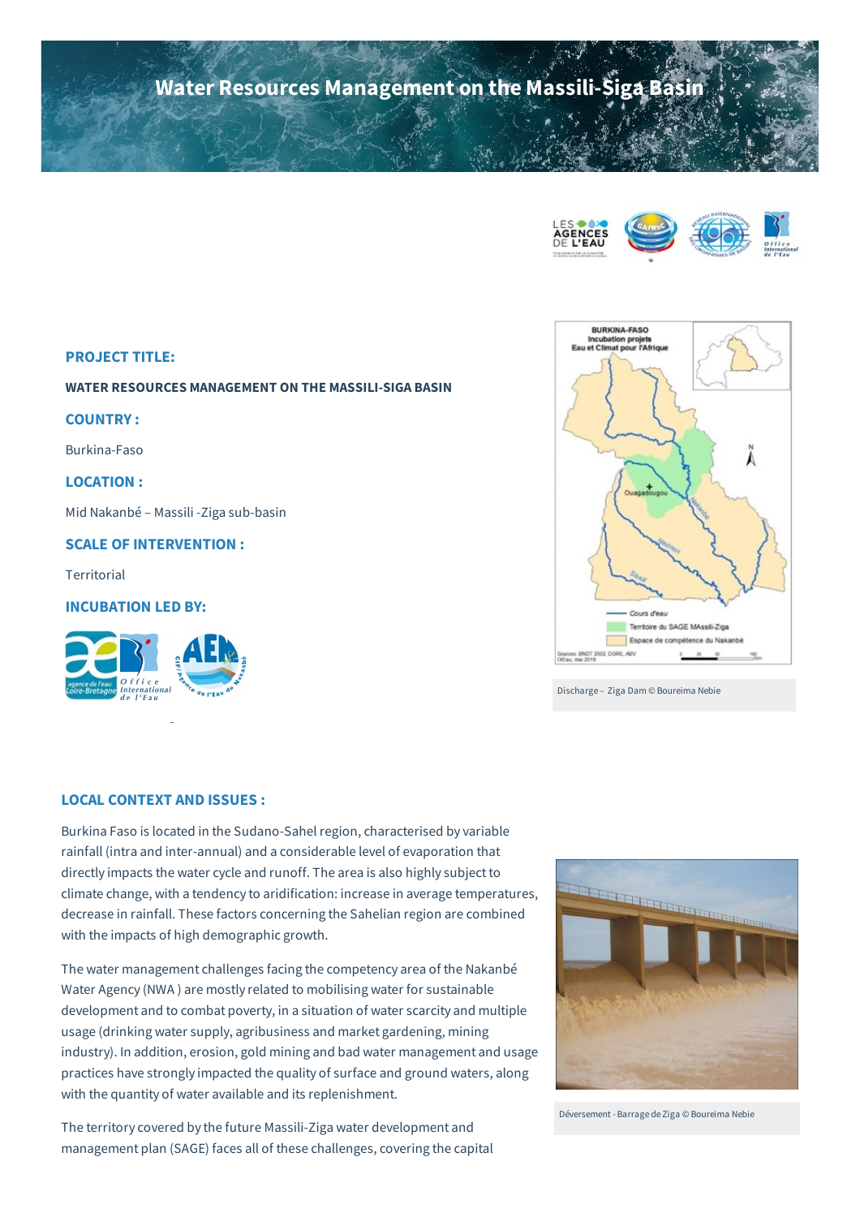# Water Resources Management on the Massili-Siga Basin

**PROJECT TITLE:**

**WATER RESOURCES MANAGEMENT ON THE MASSILI-SIGA BASIN**

**COUNTRY :**

Burkina-Faso

**LOCATION :**

Mid Nakanbé – Massili -Ziga sub-basin

**SCALE OF INTERVENTION :**

Territorial

**INCUBATION LED BY:**

Discharge – Ziga Dam © Boureima Nebie

## LOCAL CONTEXT AND ISSUES :

Burkina Faso is located in the Sudano-Sahel region, characterised by variable rainfall (intra and inter-annual) and a considerable level of evaporation that directly impacts the water cycle and runoff. The area is also highly subject to climate change, with a tendency to aridification: increase in average temperatures, decrease in rainfall. These factors concerning the Sahelian region are combined with the impacts of high demographic growth.

The water management challenges facing the competency area of the Nakanbé Water Agency (NWA ) are mostly related to mobilising water for sustainable development and to combat poverty, in a situation of water scarcity and multiple usage (drinking water supply, agribusiness and market gardening, mining industry). In addition, erosion, gold mining and bad water management and usage practices have strongly impacted the quality of surface and ground waters, along with the quantity of water available and its replenishment.

Déversement - Barrage de Ziga © Boureima Nebie

The territory covered by the future Massili-Ziga water development and management plan (SAGE) faces all of these challenges, covering the capital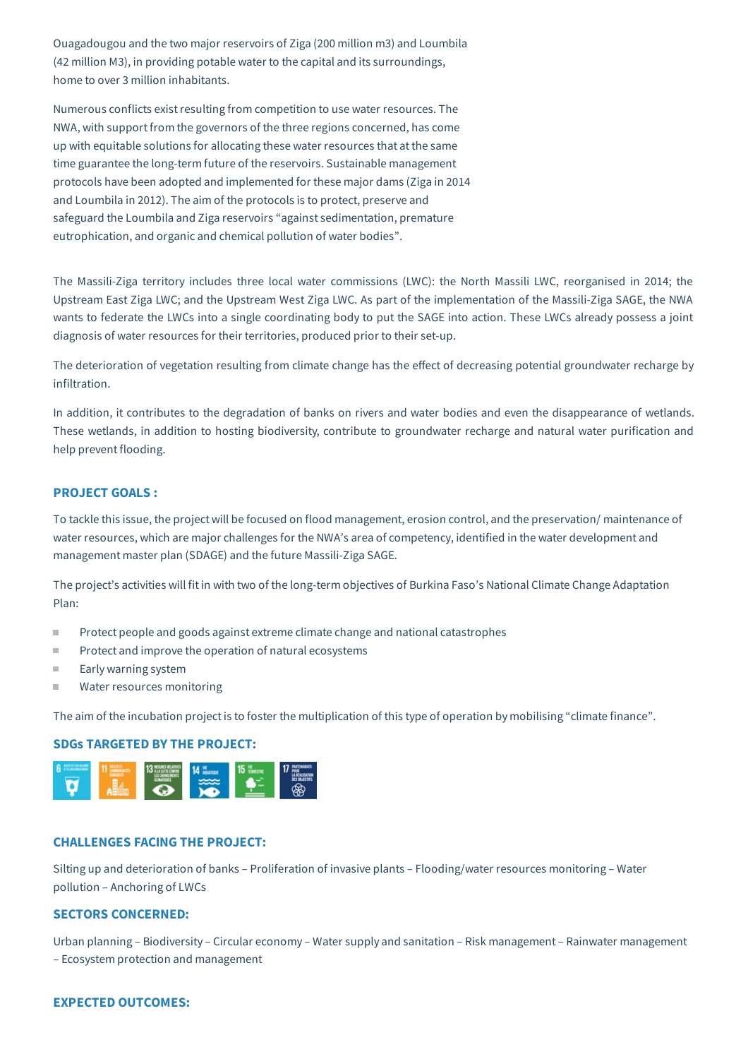Ouagadougou and the two major reservoirs of Ziga (200 million m3) and Loumbila (42 million M3), in providing potable water to the capital and its surroundings, home to over 3 million inhabitants.

Numerous conflicts exist resulting from competition to use water resources. The NWA, with support from the governors of the three regions concerned, has come up with equitable solutions for allocating these water resources that at the same time guarantee the long-term future of the reservoirs. Sustainable management protocols have been adopted and implemented for these major dams (Ziga in 2014 and Loumbila in 2012). The aim of the protocols is to protect, preserve and safeguard the Loumbila and Ziga reservoirs “against sedimentation, premature eutrophication, and organic and chemical pollution of water bodies”.

The Massili-Ziga territory includes three local water commissions (LWC): the North Massili LWC, reorganised in 2014; the Upstream East Ziga LWC; and the Upstream West Ziga LWC. As part of the implementation of the Massili-Ziga SAGE, the NWA wants to federate the LWCs into a single coordinating body to put the SAGE into action. These LWCs already possess a joint diagnosis of water resources for their territories, produced prior to their set-up.

The deterioration of vegetation resulting from climate change has the effect of decreasing potential groundwater recharge by infiltration.

In addition, it contributes to the degradation of banks on rivers and water bodies and even the disappearance of wetlands. These wetlands, in addition to hosting biodiversity, contribute to groundwater recharge and natural water purification and help prevent flooding.

## PROJECT GOALS :

To tackle this issue, the project will be focused on flood management, erosion control, and the preservation/ maintenance of water resources, which are major challenges for the NWA’s area of competency, identified in the water development and management master plan (SDAGE) and the future Massili-Ziga SAGE.

The project’s activities will fit in with two of the long-term objectives of Burkina Faso’s National Climate Change Adaptation Plan:

- Protect people and goods against extreme climate change and national catastrophes
- Protect and improve the operation of natural ecosystems
- Early warning system
- Water resources monitoring

The aim of the incubation project is to foster the multiplication of this type of operation by mobilising “climate finance”.

## SDGs TARGETED BY THE PROJECT:

## CHALLENGES FACING THE PROJECT:

Silting up and deterioration of banks – Proliferation of invasive plants – Flooding/water resources monitoring – Water pollution – Anchoring of LWCs

## SECTORS CONCERNED:

Urban planning – Biodiversity – Circular economy – Water supply and sanitation – Risk management – Rainwater management – Ecosystem protection and management

## EXPECTED OUTCOMES: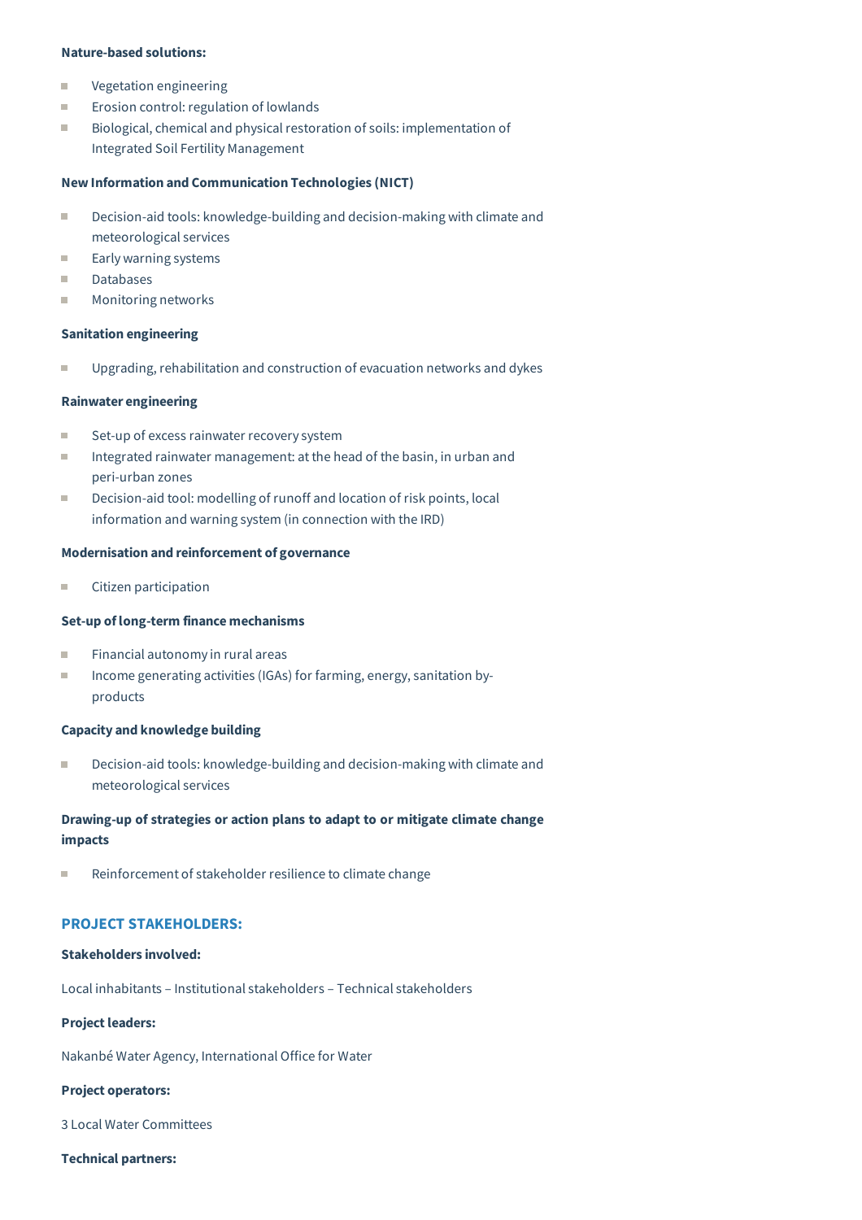**Nature-based solutions:**

- Vegetation engineering
- Erosion control: regulation of lowlands
- Biological, chemical and physical restoration of soils: implementation of Integrated Soil Fertility Management

**New Information and Communication Technologies (NICT)**

- Decision-aid tools: knowledge-building and decision-making with climate and meteorological services
- Early warning systems
- Databases
- Monitoring networks

**Sanitation engineering**

- Upgrading, rehabilitation and construction of evacuation networks and dykes

**Rainwater engineering**

- Set-up of excess rainwater recovery system
- Integrated rainwater management: at the head of the basin, in urban and peri-urban zones
- Decision-aid tool: modelling of runoff and location of risk points, local information and warning system (in connection with the IRD)

**Modernisation and reinforcement of governance**

- Citizen participation

**Set-up of long-term finance mechanisms**

- Financial autonomy in rural areas
- Income generating activities (IGAs) for farming, energy, sanitation by-products

**Capacity and knowledge building**

- Decision-aid tools: knowledge-building and decision-making with climate and meteorological services

**Drawing-up of strategies or action plans to adapt to or mitigate climate change impacts**

- Reinforcement of stakeholder resilience to climate change

## PROJECT STAKEHOLDERS:

**Stakeholders involved:**

Local inhabitants – Institutional stakeholders – Technical stakeholders

**Project leaders:**

Nakanbé Water Agency, International Office for Water

**Project operators:**

3 Local Water Committees

**Technical partners:**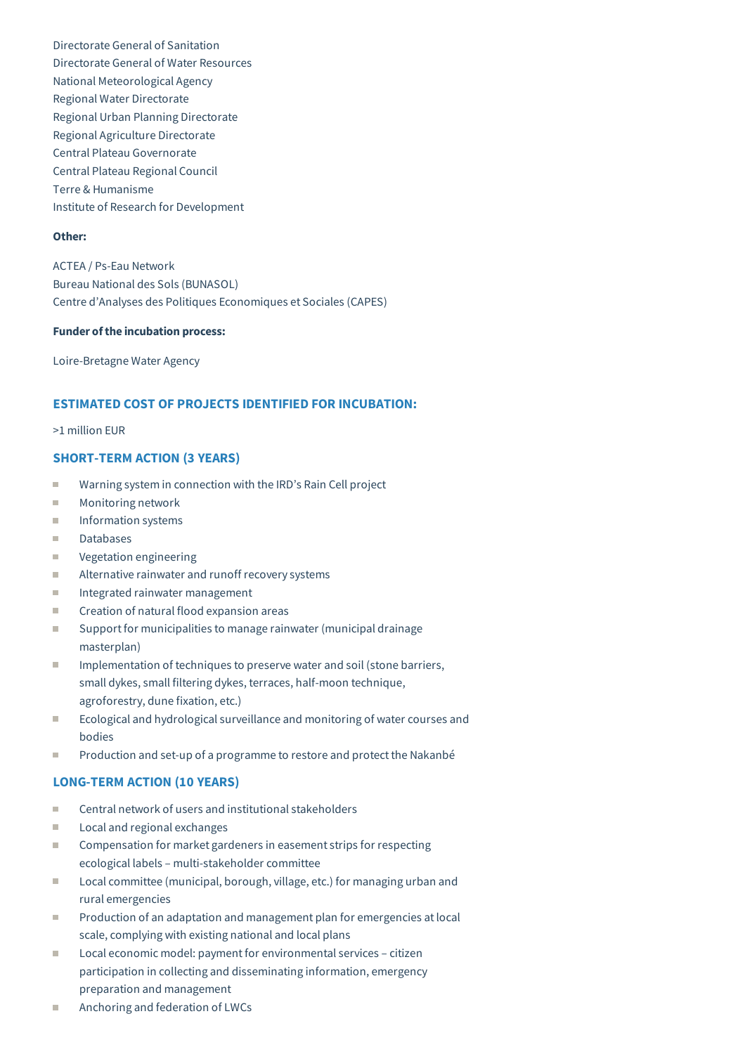Directorate General of Sanitation
Directorate General of Water Resources
National Meteorological Agency
Regional Water Directorate
Regional Urban Planning Directorate
Regional Agriculture Directorate
Central Plateau Governorate
Central Plateau Regional Council
Terre & Humanisme
Institute of Research for Development

**Other:**

ACTEA / Ps-Eau Network
Bureau National des Sols (BUNASOL)
Centre d'Analyses des Politiques Economiques et Sociales (CAPES)

**Funder of the incubation process:**

Loire-Bretagne Water Agency

## ESTIMATED COST OF PROJECTS IDENTIFIED FOR INCUBATION:

>1 million EUR

## SHORT-TERM ACTION (3 YEARS)

- Warning system in connection with the IRD's Rain Cell project
- Monitoring network
- Information systems
- Databases
- Vegetation engineering
- Alternative rainwater and runoff recovery systems
- Integrated rainwater management
- Creation of natural flood expansion areas
- Support for municipalities to manage rainwater (municipal drainage masterplan)
- Implementation of techniques to preserve water and soil (stone barriers, small dykes, small filtering dykes, terraces, half-moon technique, agroforestry, dune fixation, etc.)
- Ecological and hydrological surveillance and monitoring of water courses and bodies
- Production and set-up of a programme to restore and protect the Nakanbé

## LONG-TERM ACTION (10 YEARS)

- Central network of users and institutional stakeholders
- Local and regional exchanges
- Compensation for market gardeners in easement strips for respecting ecological labels – multi-stakeholder committee
- Local committee (municipal, borough, village, etc.) for managing urban and rural emergencies
- Production of an adaptation and management plan for emergencies at local scale, complying with existing national and local plans
- Local economic model: payment for environmental services – citizen participation in collecting and disseminating information, emergency preparation and management
- Anchoring and federation of LWCs